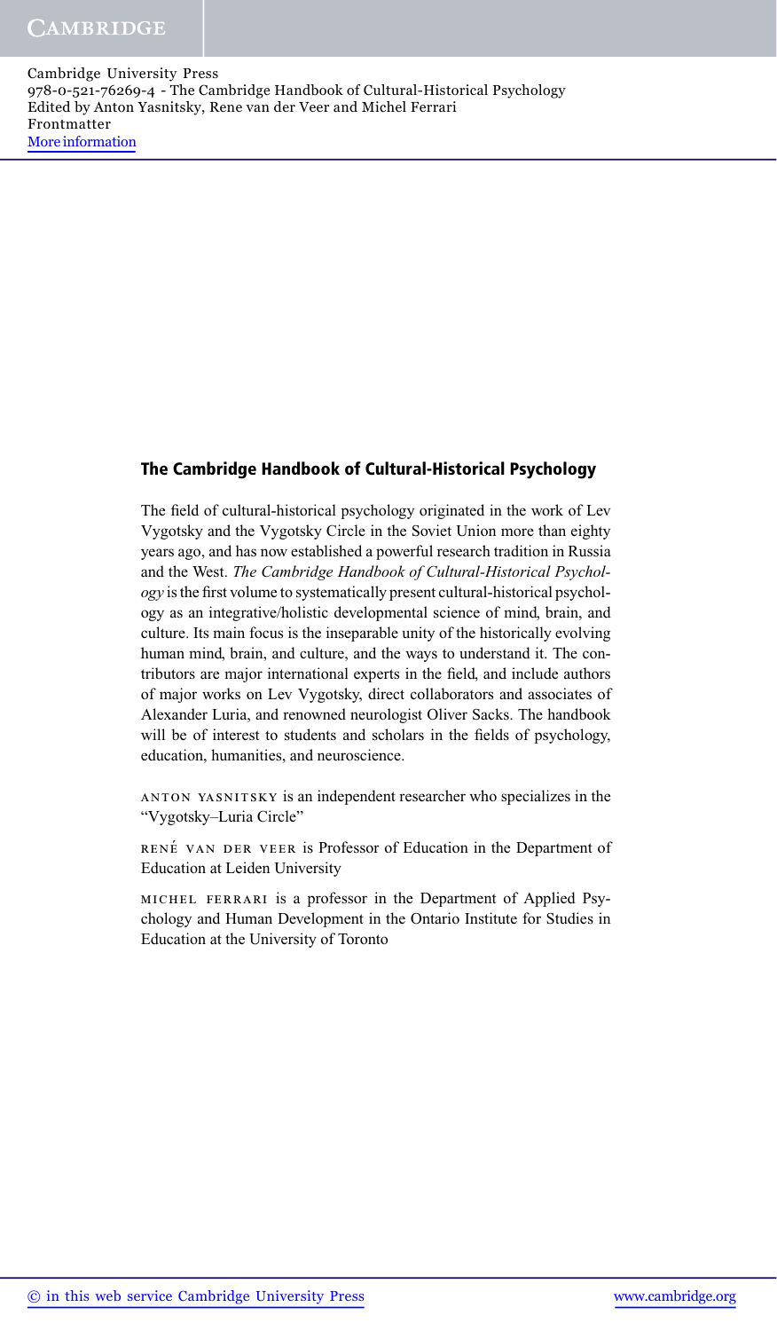## The Cambridge Handbook of Cultural-Historical Psychology

The field of cultural-historical psychology originated in the work of Lev Vygotsky and the Vygotsky Circle in the Soviet Union more than eighty years ago, and has now established a powerful research tradition in Russia and the West. *The Cambridge Handbook of Cultural-Historical Psychology* is the first volume to systematically present cultural-historical psychology as an integrative/holistic developmental science of mind, brain, and culture. Its main focus is the inseparable unity of the historically evolving human mind, brain, and culture, and the ways to understand it. The contributors are major international experts in the field, and include authors of major works on Lev Vygotsky, direct collaborators and associates of Alexander Luria, and renowned neurologist Oliver Sacks. The handbook will be of interest to students and scholars in the fields of psychology, education, humanities, and neuroscience.

ANTON YASNITSKY is an independent researcher who specializes in the "Vygotsky–Luria Circle"

RENÉ VAN DER VEER is Professor of Education in the Department of Education at Leiden University

MICHEL FERRARI is a professor in the Department of Applied Psychology and Human Development in the Ontario Institute for Studies in Education at the University of Toronto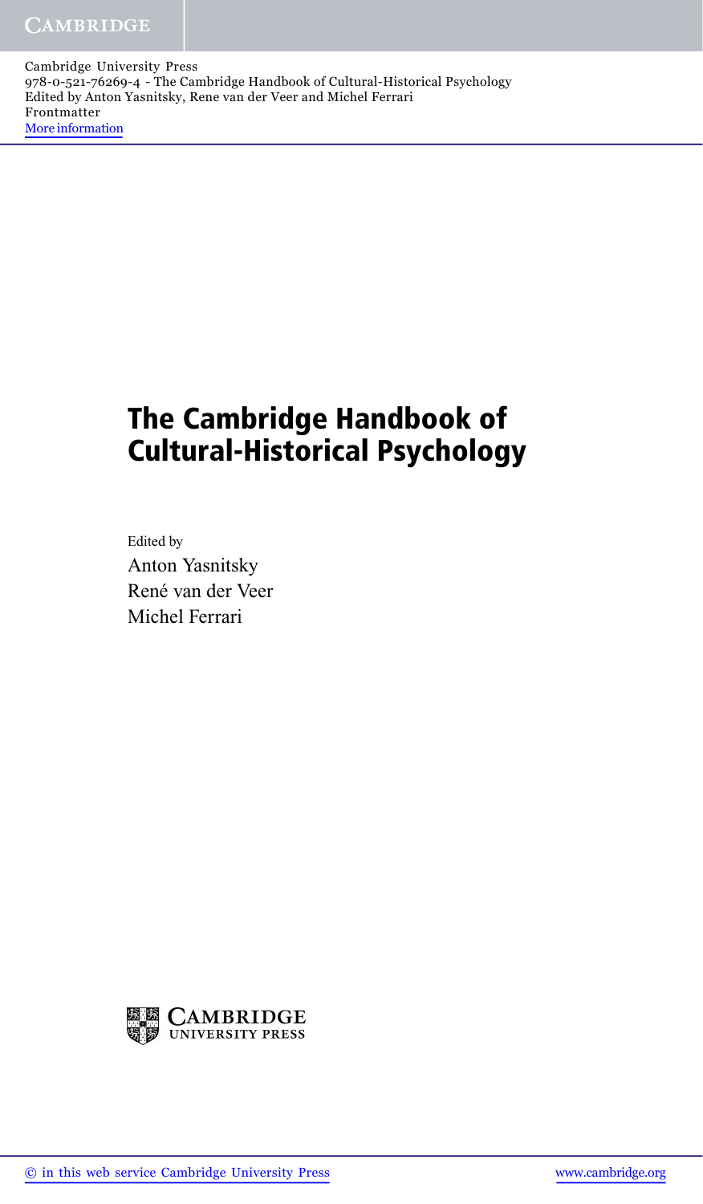# The Cambridge Handbook of Cultural-Historical Psychology

Edited by

Anton Yasnitsky

René van der Veer

Michel Ferrari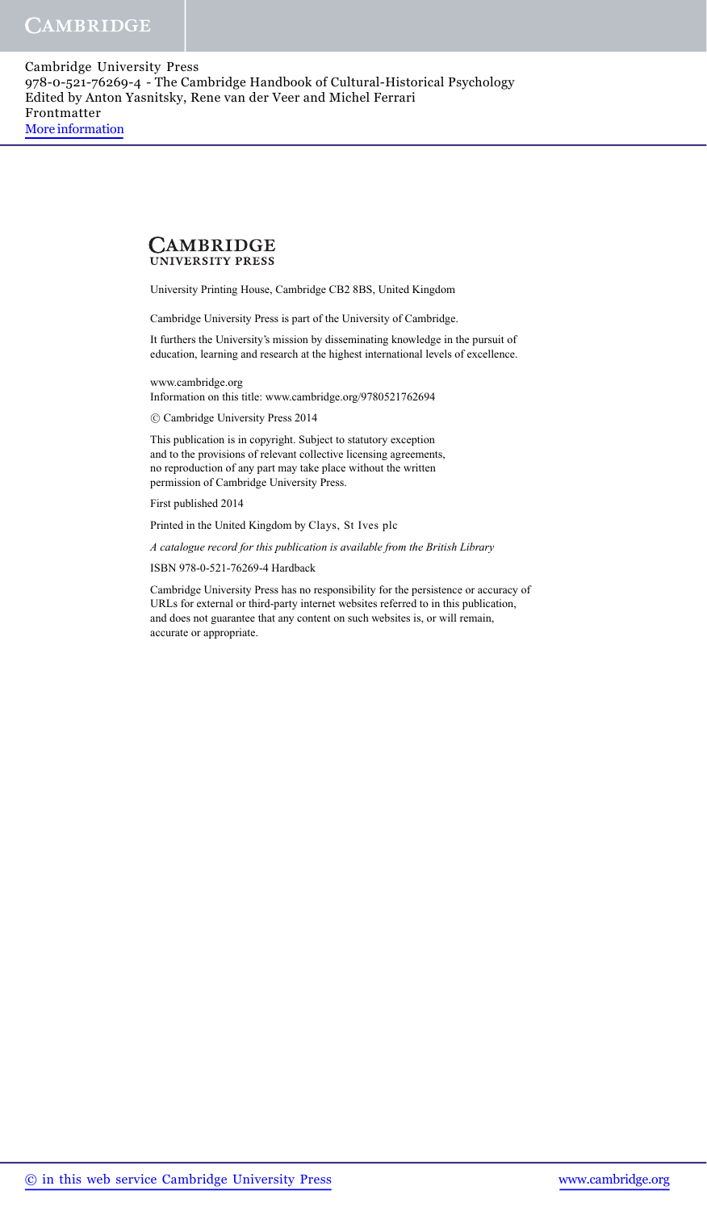CAMBRIDGE
UNIVERSITY PRESS

University Printing House, Cambridge CB2 8BS, United Kingdom

Cambridge University Press is part of the University of Cambridge.

It furthers the University's mission by disseminating knowledge in the pursuit of education, learning and research at the highest international levels of excellence.

www.cambridge.org
Information on this title: www.cambridge.org/9780521762694

© Cambridge University Press 2014

This publication is in copyright. Subject to statutory exception and to the provisions of relevant collective licensing agreements, no reproduction of any part may take place without the written permission of Cambridge University Press.

First published 2014

Printed in the United Kingdom by Clays, St Ives plc

*A catalogue record for this publication is available from the British Library*

ISBN 978-0-521-76269-4 Hardback

Cambridge University Press has no responsibility for the persistence or accuracy of URLs for external or third-party internet websites referred to in this publication, and does not guarantee that any content on such websites is, or will remain, accurate or appropriate.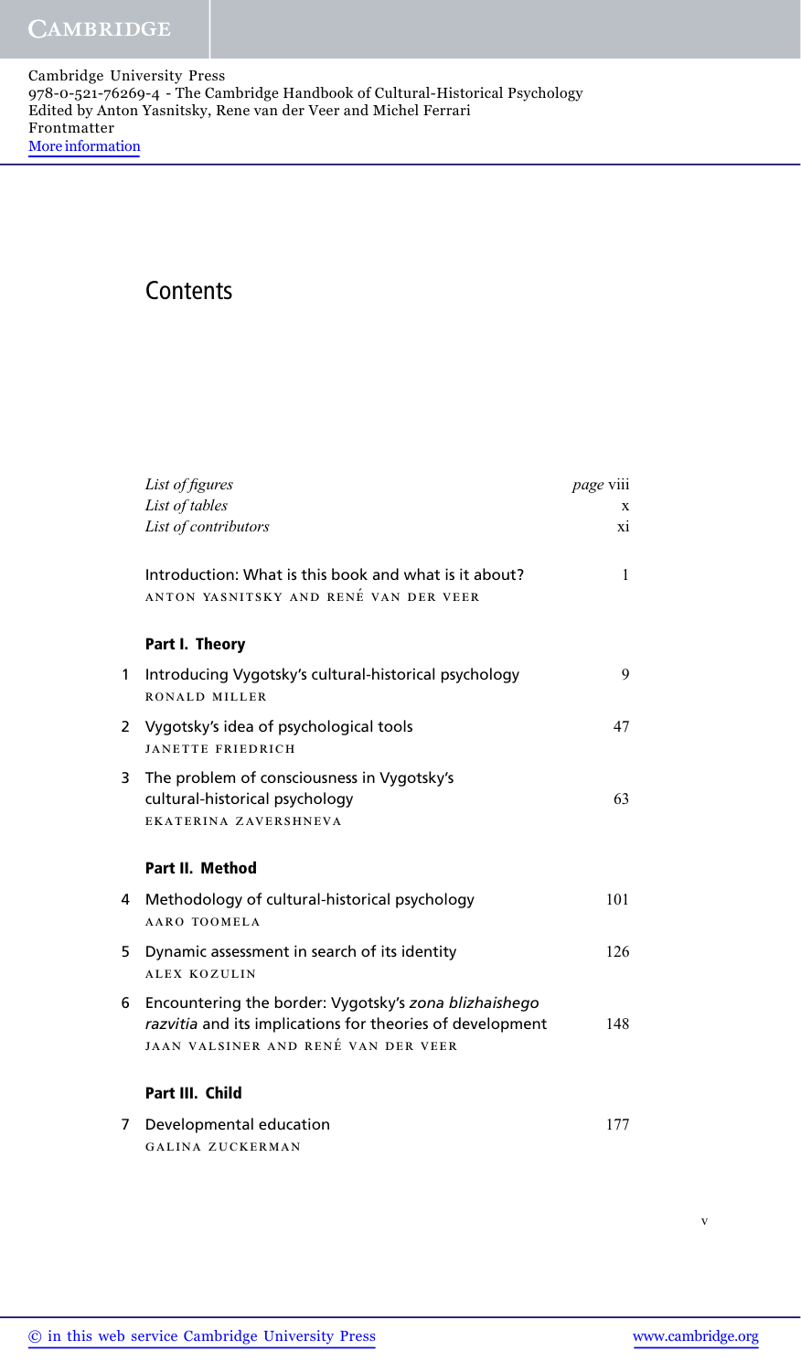# Contents

*List of figures* — page viii
*List of tables* — x
*List of contributors* — xi

Introduction: What is this book and what is it about? — 1
ANTON YASNITSKY AND RENÉ VAN DER VEER

## Part I. Theory

1 Introducing Vygotsky's cultural-historical psychology — 9
RONALD MILLER

2 Vygotsky's idea of psychological tools — 47
JANETTE FRIEDRICH

3 The problem of consciousness in Vygotsky's cultural-historical psychology — 63
EKATERINA ZAVERSHNEVA

## Part II. Method

4 Methodology of cultural-historical psychology — 101
AARO TOOMELA

5 Dynamic assessment in search of its identity — 126
ALEX KOZULIN

6 Encountering the border: Vygotsky's *zona blizhaishego razvitia* and its implications for theories of development — 148
JAAN VALSINER AND RENÉ VAN DER VEER

## Part III. Child

7 Developmental education — 177
GALINA ZUCKERMAN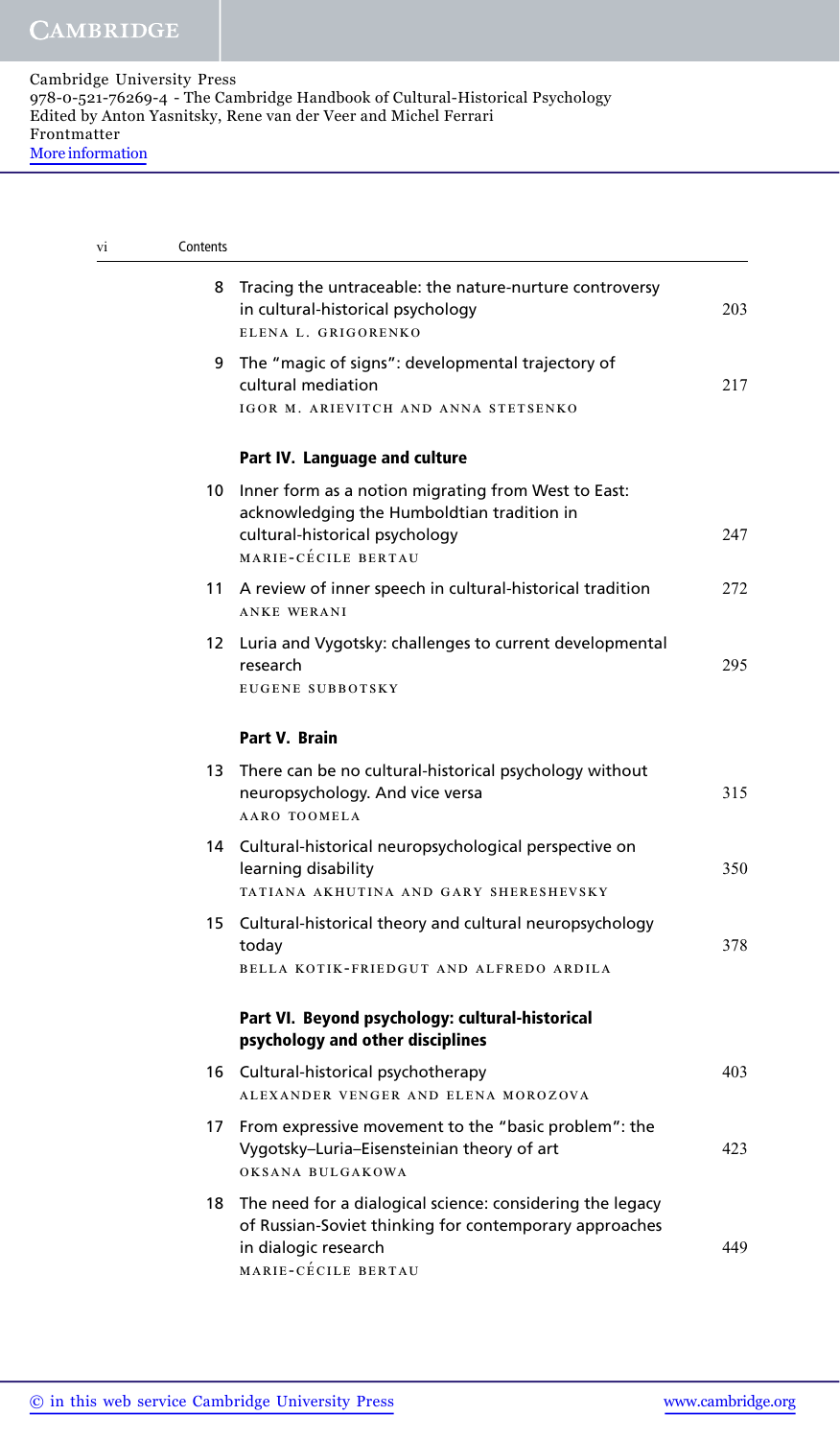8 Tracing the untraceable: the nature-nurture controversy in cultural-historical psychology 203
ELENA L. GRIGORENKO

9 The "magic of signs": developmental trajectory of cultural mediation 217
IGOR M. ARIEVITCH AND ANNA STETSENKO

## Part IV. Language and culture

10 Inner form as a notion migrating from West to East: acknowledging the Humboldtian tradition in cultural-historical psychology 247
MARIE-CÉCILE BERTAU

11 A review of inner speech in cultural-historical tradition 272
ANKE WERANI

12 Luria and Vygotsky: challenges to current developmental research 295
EUGENE SUBBOTSKY

## Part V. Brain

13 There can be no cultural-historical psychology without neuropsychology. And vice versa 315
AARO TOOMELA

14 Cultural-historical neuropsychological perspective on learning disability 350
TATIANA AKHUTINA AND GARY SHERESHEVSKY

15 Cultural-historical theory and cultural neuropsychology today 378
BELLA KOTIK-FRIEDGUT AND ALFREDO ARDILA

## Part VI. Beyond psychology: cultural-historical psychology and other disciplines

16 Cultural-historical psychotherapy 403
ALEXANDER VENGER AND ELENA MOROZOVA

17 From expressive movement to the "basic problem": the Vygotsky–Luria–Eisensteinian theory of art 423
OKSANA BULGAKOWA

18 The need for a dialogical science: considering the legacy of Russian-Soviet thinking for contemporary approaches in dialogic research 449
MARIE-CÉCILE BERTAU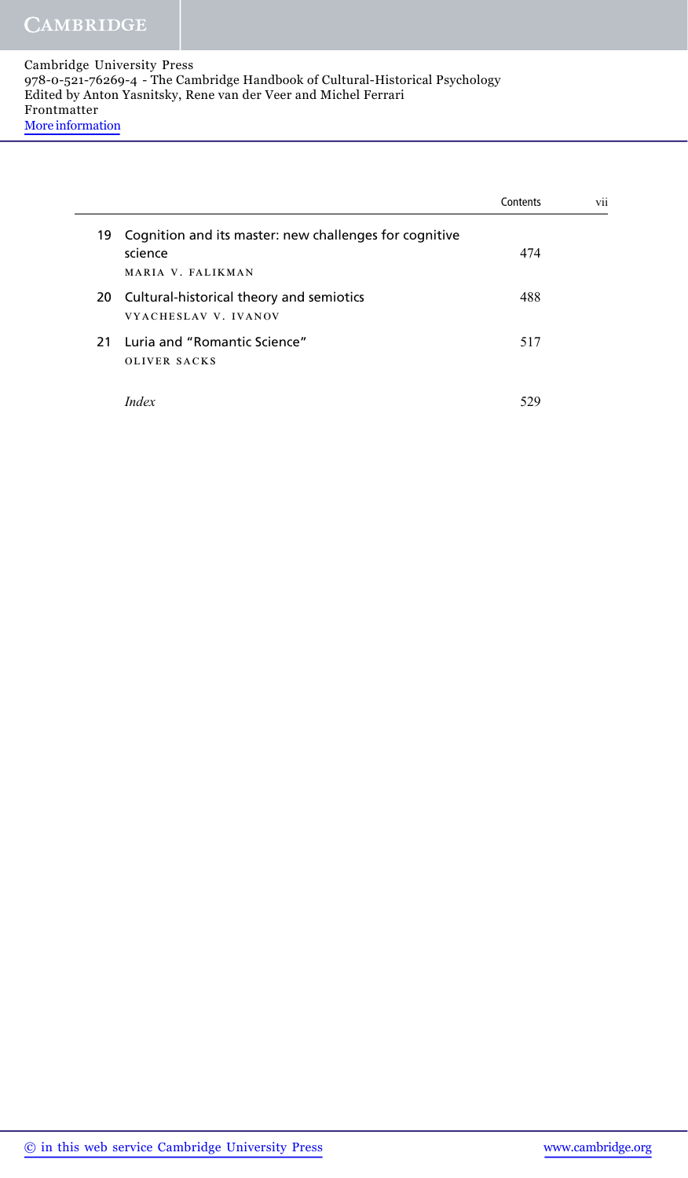| | | |
|---|---|---|
| 19 | Cognition and its master: new challenges for cognitive science<br>MARIA V. FALIKMAN | 474 |
| 20 | Cultural-historical theory and semiotics<br>VYACHESLAV V. IVANOV | 488 |
| 21 | Luria and "Romantic Science"<br>OLIVER SACKS | 517 |
| | *Index* | 529 |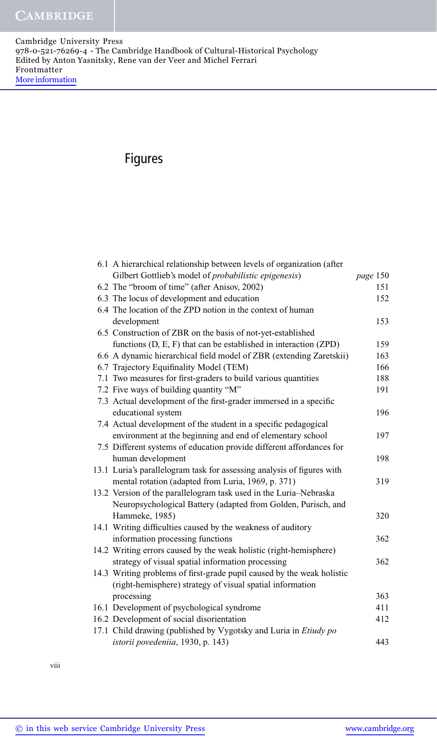# Figures

| | | |
|---|---|---|
| 6.1 | A hierarchical relationship between levels of organization (after Gilbert Gottlieb's model of *probabilistic epigenesis*) | *page* 150 |
| 6.2 | The "broom of time" (after Anisov, 2002) | 151 |
| 6.3 | The locus of development and education | 152 |
| 6.4 | The location of the ZPD notion in the context of human development | 153 |
| 6.5 | Construction of ZBR on the basis of not-yet-established functions (D, E, F) that can be established in interaction (ZPD) | 159 |
| 6.6 | A dynamic hierarchical field model of ZBR (extending Zaretskii) | 163 |
| 6.7 | Trajectory Equifinality Model (TEM) | 166 |
| 7.1 | Two measures for first-graders to build various quantities | 188 |
| 7.2 | Five ways of building quantity "M" | 191 |
| 7.3 | Actual development of the first-grader immersed in a specific educational system | 196 |
| 7.4 | Actual development of the student in a specific pedagogical environment at the beginning and end of elementary school | 197 |
| 7.5 | Different systems of education provide different affordances for human development | 198 |
| 13.1 | Luria's parallelogram task for assessing analysis of figures with mental rotation (adapted from Luria, 1969, p. 371) | 319 |
| 13.2 | Version of the parallelogram task used in the Luria–Nebraska Neuropsychological Battery (adapted from Golden, Purisch, and Hammeke, 1985) | 320 |
| 14.1 | Writing difficulties caused by the weakness of auditory information processing functions | 362 |
| 14.2 | Writing errors caused by the weak holistic (right-hemisphere) strategy of visual spatial information processing | 362 |
| 14.3 | Writing problems of first-grade pupil caused by the weak holistic (right-hemisphere) strategy of visual spatial information processing | 363 |
| 16.1 | Development of psychological syndrome | 411 |
| 16.2 | Development of social disorientation | 412 |
| 17.1 | Child drawing (published by Vygotsky and Luria in *Etiudy po istorii povedeniia*, 1930, p. 143) | 443 |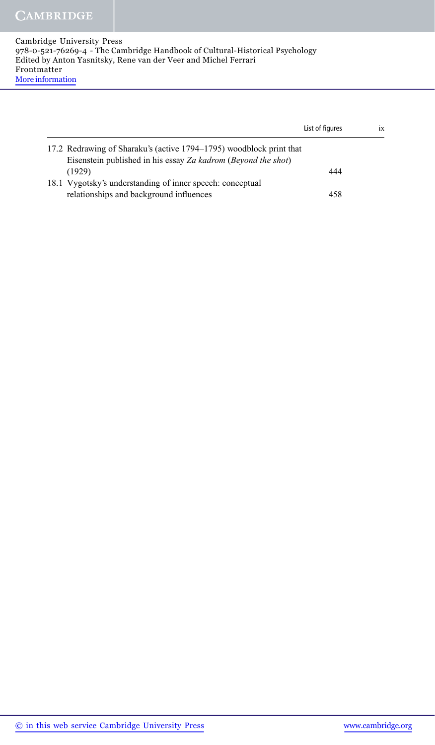17.2 Redrawing of Sharaku's (active 1794–1795) woodblock print that Eisenstein published in his essay *Za kadrom* (*Beyond the shot*) (1929) 444

18.1 Vygotsky's understanding of inner speech: conceptual relationships and background influences 458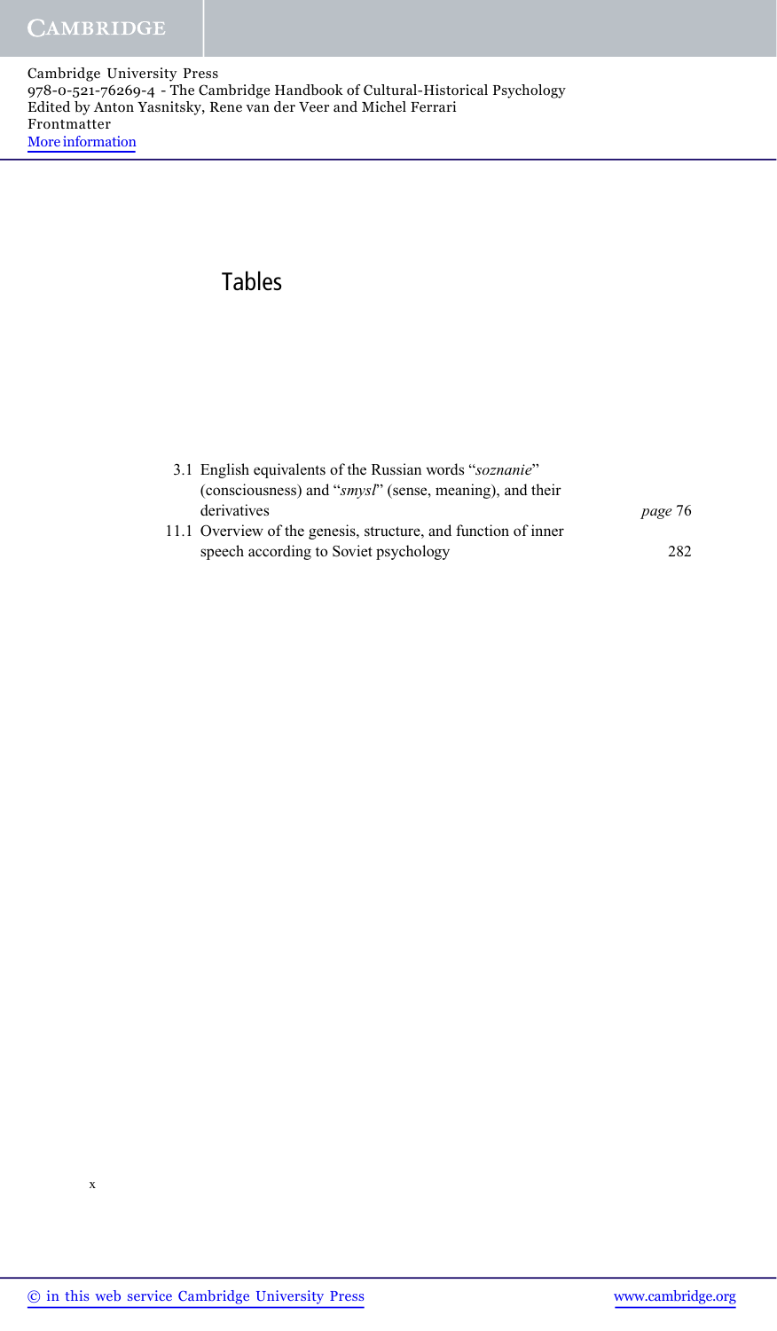# Tables

3.1 English equivalents of the Russian words "*soznanie*" (consciousness) and "*smysl*" (sense, meaning), and their derivatives *page* 76

11.1 Overview of the genesis, structure, and function of inner speech according to Soviet psychology 282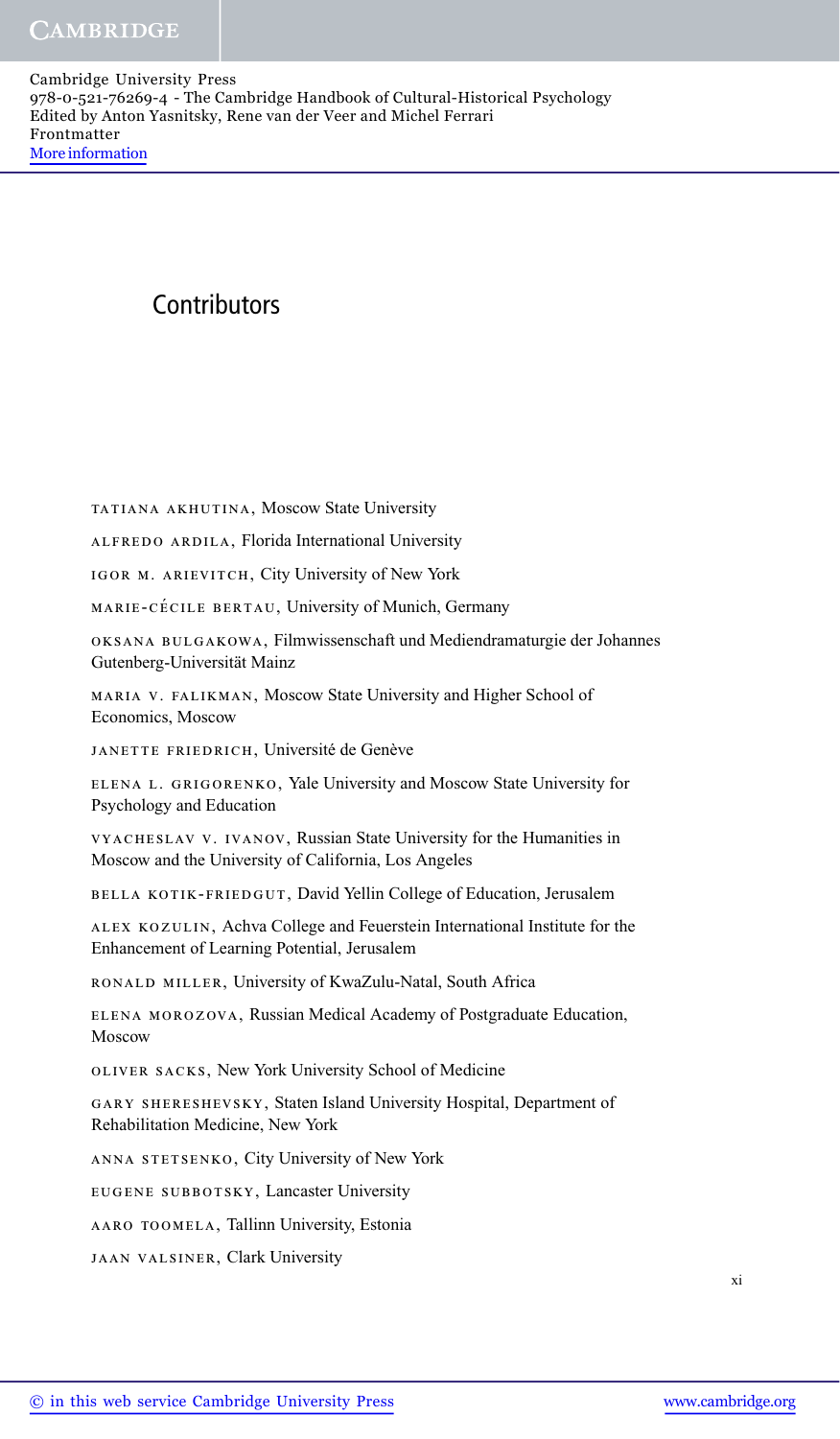# Contributors

TATIANA AKHUTINA, Moscow State University

ALFREDO ARDILA, Florida International University

IGOR M. ARIEVITCH, City University of New York

MARIE-CÉCILE BERTAU, University of Munich, Germany

OKSANA BULGAKOWA, Filmwissenschaft und Mediendramaturgie der Johannes Gutenberg-Universität Mainz

MARIA V. FALIKMAN, Moscow State University and Higher School of Economics, Moscow

JANETTE FRIEDRICH, Université de Genève

ELENA L. GRIGORENKO, Yale University and Moscow State University for Psychology and Education

VYACHESLAV V. IVANOV, Russian State University for the Humanities in Moscow and the University of California, Los Angeles

BELLA KOTIK-FRIEDGUT, David Yellin College of Education, Jerusalem

ALEX KOZULIN, Achva College and Feuerstein International Institute for the Enhancement of Learning Potential, Jerusalem

RONALD MILLER, University of KwaZulu-Natal, South Africa

ELENA MOROZOVA, Russian Medical Academy of Postgraduate Education, Moscow

OLIVER SACKS, New York University School of Medicine

GARY SHERESHEVSKY, Staten Island University Hospital, Department of Rehabilitation Medicine, New York

ANNA STETSENKO, City University of New York

EUGENE SUBBOTSKY, Lancaster University

AARO TOOMELA, Tallinn University, Estonia

JAAN VALSINER, Clark University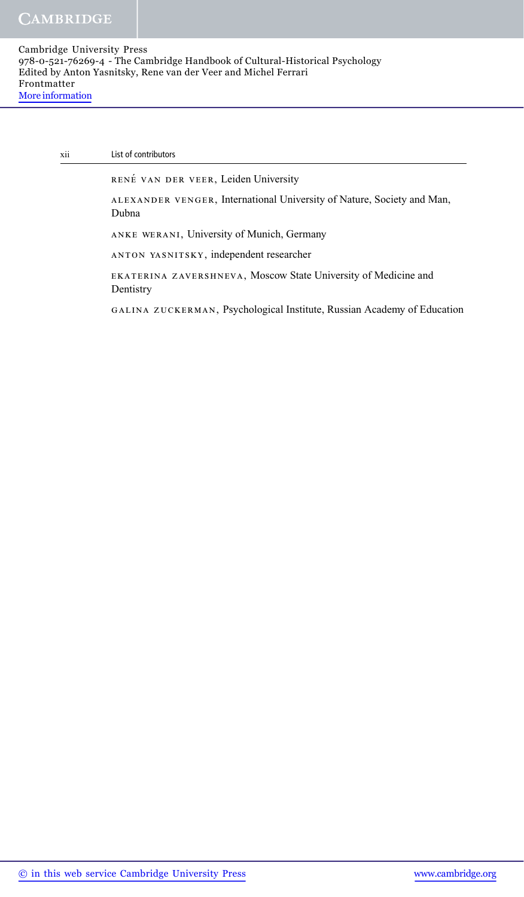René van der Veer, Leiden University

Alexander Venger, International University of Nature, Society and Man, Dubna

Anke Werani, University of Munich, Germany

Anton Yasnitsky, independent researcher

Ekaterina Zavershneva, Moscow State University of Medicine and Dentistry

Galina Zuckerman, Psychological Institute, Russian Academy of Education